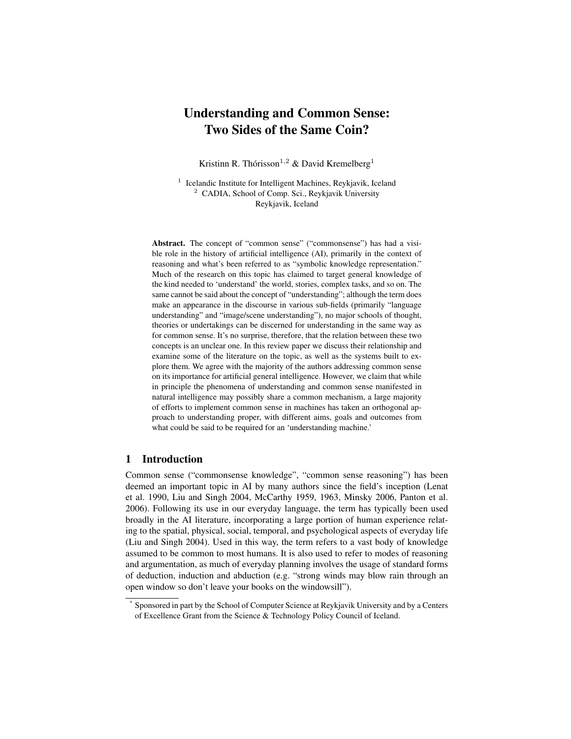# Understanding and Common Sense: Two Sides of the Same Coin?

Kristinn R. Thórisson[1,2] & David Kremelberg[1]

[1] Icelandic Institute for Intelligent Machines, Reykjavik, Iceland
[2] CADIA, School of Comp. Sci., Reykjavik University
Reykjavik, Iceland

**Abstract.** The concept of "common sense" ("commonsense") has had a visible role in the history of artificial intelligence (AI), primarily in the context of reasoning and what's been referred to as "symbolic knowledge representation." Much of the research on this topic has claimed to target general knowledge of the kind needed to 'understand' the world, stories, complex tasks, and so on. The same cannot be said about the concept of "understanding"; although the term does make an appearance in the discourse in various sub-fields (primarily "language understanding" and "image/scene understanding"), no major schools of thought, theories or undertakings can be discerned for understanding in the same way as for common sense. It's no surprise, therefore, that the relation between these two concepts is an unclear one. In this review paper we discuss their relationship and examine some of the literature on the topic, as well as the systems built to explore them. We agree with the majority of the authors addressing common sense on its importance for artificial general intelligence. However, we claim that while in principle the phenomena of understanding and common sense manifested in natural intelligence may possibly share a common mechanism, a large majority of efforts to implement common sense in machines has taken an orthogonal approach to understanding proper, with different aims, goals and outcomes from what could be said to be required for an 'understanding machine.'

## 1 Introduction

Common sense ("commonsense knowledge", "common sense reasoning") has been deemed an important topic in AI by many authors since the field's inception (Lenat et al. 1990, Liu and Singh 2004, McCarthy 1959, 1963, Minsky 2006, Panton et al. 2006). Following its use in our everyday language, the term has typically been used broadly in the AI literature, incorporating a large portion of human experience relating to the spatial, physical, social, temporal, and psychological aspects of everyday life (Liu and Singh 2004). Used in this way, the term refers to a vast body of knowledge assumed to be common to most humans. It is also used to refer to modes of reasoning and argumentation, as much of everyday planning involves the usage of standard forms of deduction, induction and abduction (e.g. "strong winds may blow rain through an open window so don't leave your books on the windowsill").

* Sponsored in part by the School of Computer Science at Reykjavik University and by a Centers of Excellence Grant from the Science & Technology Policy Council of Iceland.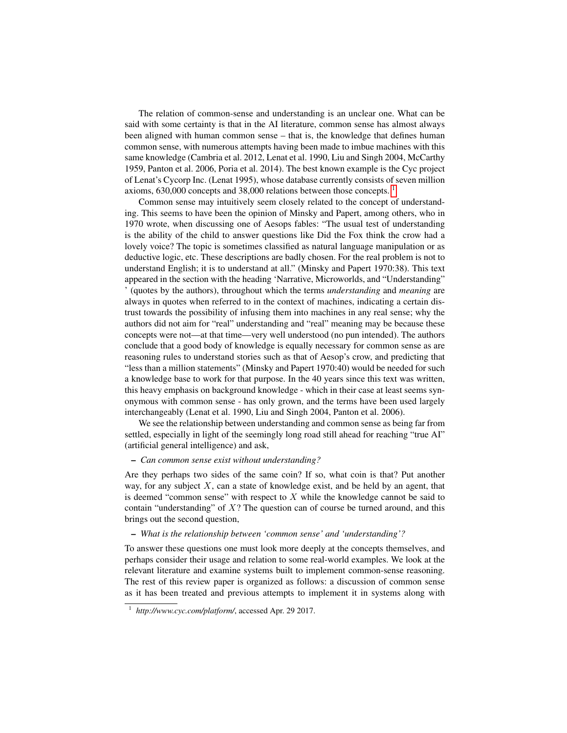The relation of common-sense and understanding is an unclear one. What can be said with some certainty is that in the AI literature, common sense has almost always been aligned with human common sense – that is, the knowledge that defines human common sense, with numerous attempts having been made to imbue machines with this same knowledge (Cambria et al. 2012, Lenat et al. 1990, Liu and Singh 2004, McCarthy 1959, Panton et al. 2006, Poria et al. 2014). The best known example is the Cyc project of Lenat's Cycorp Inc. (Lenat 1995), whose database currently consists of seven million axioms, 630,000 concepts and 38,000 relations between those concepts. [1]

Common sense may intuitively seem closely related to the concept of understanding. This seems to have been the opinion of Minsky and Papert, among others, who in 1970 wrote, when discussing one of Aesops fables: "The usual test of understanding is the ability of the child to answer questions like Did the Fox think the crow had a lovely voice? The topic is sometimes classified as natural language manipulation or as deductive logic, etc. These descriptions are badly chosen. For the real problem is not to understand English; it is to understand at all." (Minsky and Papert 1970:38). This text appeared in the section with the heading 'Narrative, Microworlds, and "Understanding" ' (quotes by the authors), throughout which the terms *understanding* and *meaning* are always in quotes when referred to in the context of machines, indicating a certain distrust towards the possibility of infusing them into machines in any real sense; why the authors did not aim for "real" understanding and "real" meaning may be because these concepts were not—at that time—very well understood (no pun intended). The authors conclude that a good body of knowledge is equally necessary for common sense as are reasoning rules to understand stories such as that of Aesop's crow, and predicting that "less than a million statements" (Minsky and Papert 1970:40) would be needed for such a knowledge base to work for that purpose. In the 40 years since this text was written, this heavy emphasis on background knowledge - which in their case at least seems synonymous with common sense - has only grown, and the terms have been used largely interchangeably (Lenat et al. 1990, Liu and Singh 2004, Panton et al. 2006).

We see the relationship between understanding and common sense as being far from settled, especially in light of the seemingly long road still ahead for reaching "true AI" (artificial general intelligence) and ask,

– *Can common sense exist without understanding?*

Are they perhaps two sides of the same coin? If so, what coin is that? Put another way, for any subject $X$, can a state of knowledge exist, and be held by an agent, that is deemed "common sense" with respect to $X$ while the knowledge cannot be said to contain "understanding" of $X$? The question can of course be turned around, and this brings out the second question,

– *What is the relationship between 'common sense' and 'understanding'?*

To answer these questions one must look more deeply at the concepts themselves, and perhaps consider their usage and relation to some real-world examples. We look at the relevant literature and examine systems built to implement common-sense reasoning. The rest of this review paper is organized as follows: a discussion of common sense as it has been treated and previous attempts to implement it in systems along with

[1] *http://www.cyc.com/platform/*, accessed Apr. 29 2017.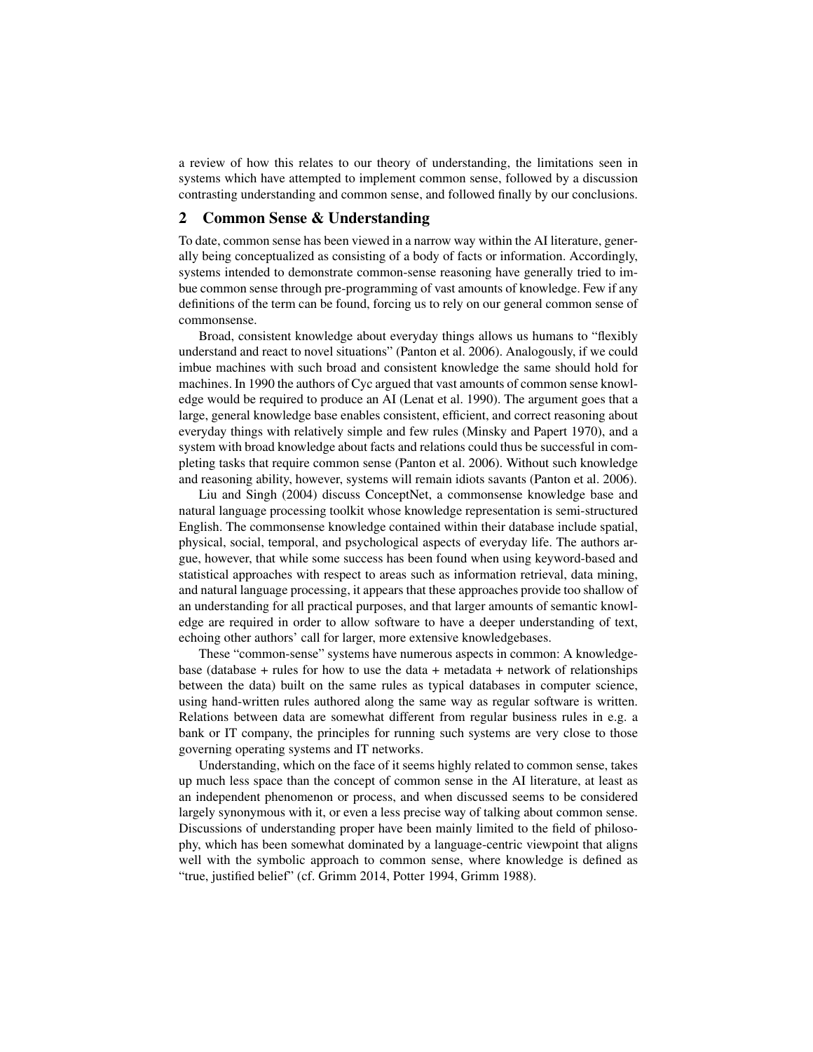a review of how this relates to our theory of understanding, the limitations seen in systems which have attempted to implement common sense, followed by a discussion contrasting understanding and common sense, and followed finally by our conclusions.

## 2 Common Sense & Understanding

To date, common sense has been viewed in a narrow way within the AI literature, generally being conceptualized as consisting of a body of facts or information. Accordingly, systems intended to demonstrate common-sense reasoning have generally tried to imbue common sense through pre-programming of vast amounts of knowledge. Few if any definitions of the term can be found, forcing us to rely on our general common sense of commonsense.

Broad, consistent knowledge about everyday things allows us humans to "flexibly understand and react to novel situations" (Panton et al. 2006). Analogously, if we could imbue machines with such broad and consistent knowledge the same should hold for machines. In 1990 the authors of Cyc argued that vast amounts of common sense knowledge would be required to produce an AI (Lenat et al. 1990). The argument goes that a large, general knowledge base enables consistent, efficient, and correct reasoning about everyday things with relatively simple and few rules (Minsky and Papert 1970), and a system with broad knowledge about facts and relations could thus be successful in completing tasks that require common sense (Panton et al. 2006). Without such knowledge and reasoning ability, however, systems will remain idiots savants (Panton et al. 2006).

Liu and Singh (2004) discuss ConceptNet, a commonsense knowledge base and natural language processing toolkit whose knowledge representation is semi-structured English. The commonsense knowledge contained within their database include spatial, physical, social, temporal, and psychological aspects of everyday life. The authors argue, however, that while some success has been found when using keyword-based and statistical approaches with respect to areas such as information retrieval, data mining, and natural language processing, it appears that these approaches provide too shallow of an understanding for all practical purposes, and that larger amounts of semantic knowledge are required in order to allow software to have a deeper understanding of text, echoing other authors' call for larger, more extensive knowledgebases.

These "common-sense" systems have numerous aspects in common: A knowledgebase (database + rules for how to use the data + metadata + network of relationships between the data) built on the same rules as typical databases in computer science, using hand-written rules authored along the same way as regular software is written. Relations between data are somewhat different from regular business rules in e.g. a bank or IT company, the principles for running such systems are very close to those governing operating systems and IT networks.

Understanding, which on the face of it seems highly related to common sense, takes up much less space than the concept of common sense in the AI literature, at least as an independent phenomenon or process, and when discussed seems to be considered largely synonymous with it, or even a less precise way of talking about common sense. Discussions of understanding proper have been mainly limited to the field of philosophy, which has been somewhat dominated by a language-centric viewpoint that aligns well with the symbolic approach to common sense, where knowledge is defined as "true, justified belief" (cf. Grimm 2014, Potter 1994, Grimm 1988).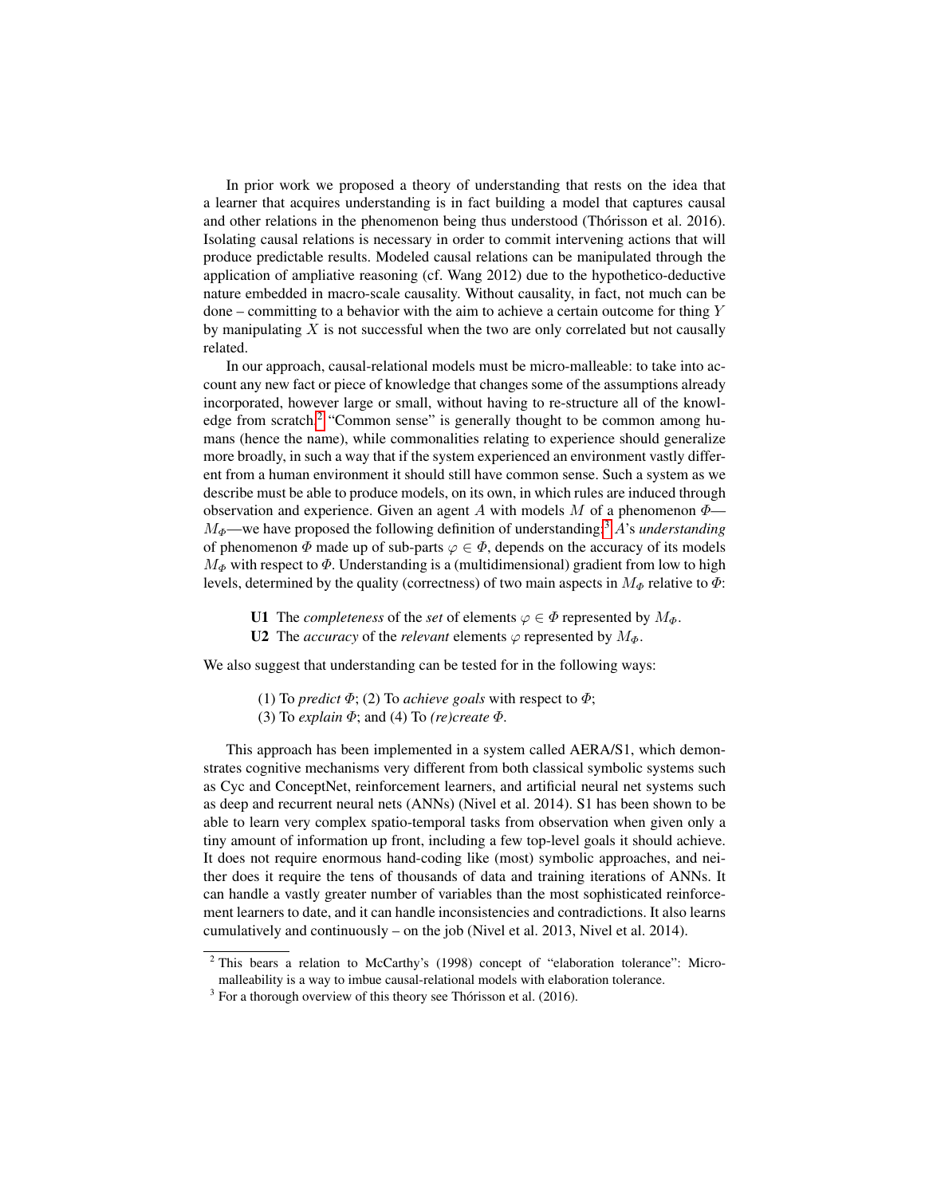In prior work we proposed a theory of understanding that rests on the idea that a learner that acquires understanding is in fact building a model that captures causal and other relations in the phenomenon being thus understood (Thórisson et al. 2016). Isolating causal relations is necessary in order to commit intervening actions that will produce predictable results. Modeled causal relations can be manipulated through the application of ampliative reasoning (cf. Wang 2012) due to the hypothetico-deductive nature embedded in macro-scale causality. Without causality, in fact, not much can be done – committing to a behavior with the aim to achieve a certain outcome for thing $Y$ by manipulating $X$ is not successful when the two are only correlated but not causally related.

In our approach, causal-relational models must be micro-malleable: to take into account any new fact or piece of knowledge that changes some of the assumptions already incorporated, however large or small, without having to re-structure all of the knowledge from scratch.[2] "Common sense" is generally thought to be common among humans (hence the name), while commonalities relating to experience should generalize more broadly, in such a way that if the system experienced an environment vastly different from a human environment it should still have common sense. Such a system as we describe must be able to produce models, on its own, in which rules are induced through observation and experience. Given an agent $A$ with models $M$ of a phenomenon $\Phi$—$M_\Phi$—we have proposed the following definition of understanding:[3] $A$'s *understanding* of phenomenon $\Phi$ made up of sub-parts $\varphi \in \Phi$, depends on the accuracy of its models $M_\Phi$ with respect to $\Phi$. Understanding is a (multidimensional) gradient from low to high levels, determined by the quality (correctness) of two main aspects in $M_\Phi$ relative to $\Phi$:

**U1** The *completeness* of the *set* of elements $\varphi \in \Phi$ represented by $M_\Phi$.
**U2** The *accuracy* of the *relevant* elements $\varphi$ represented by $M_\Phi$.

We also suggest that understanding can be tested for in the following ways:

(1) To *predict* $\Phi$; (2) To *achieve goals* with respect to $\Phi$;
(3) To *explain* $\Phi$; and (4) To *(re)create* $\Phi$.

This approach has been implemented in a system called AERA/S1, which demonstrates cognitive mechanisms very different from both classical symbolic systems such as Cyc and ConceptNet, reinforcement learners, and artificial neural net systems such as deep and recurrent neural nets (ANNs) (Nivel et al. 2014). S1 has been shown to be able to learn very complex spatio-temporal tasks from observation when given only a tiny amount of information up front, including a few top-level goals it should achieve. It does not require enormous hand-coding like (most) symbolic approaches, and neither does it require the tens of thousands of data and training iterations of ANNs. It can handle a vastly greater number of variables than the most sophisticated reinforcement learners to date, and it can handle inconsistencies and contradictions. It also learns cumulatively and continuously – on the job (Nivel et al. 2013, Nivel et al. 2014).

[2] This bears a relation to McCarthy's (1998) concept of "elaboration tolerance": Micro-malleability is a way to imbue causal-relational models with elaboration tolerance.

[3] For a thorough overview of this theory see Thórisson et al. (2016).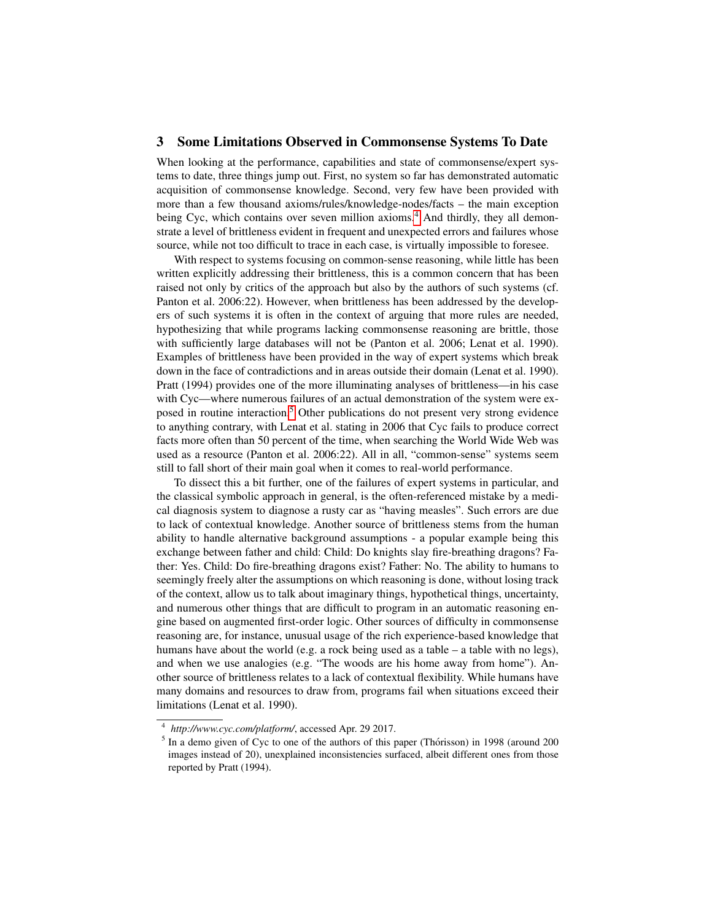## 3 Some Limitations Observed in Commonsense Systems To Date

When looking at the performance, capabilities and state of commonsense/expert systems to date, three things jump out. First, no system so far has demonstrated automatic acquisition of commonsense knowledge. Second, very few have been provided with more than a few thousand axioms/rules/knowledge-nodes/facts – the main exception being Cyc, which contains over seven million axioms.[4] And thirdly, they all demonstrate a level of brittleness evident in frequent and unexpected errors and failures whose source, while not too difficult to trace in each case, is virtually impossible to foresee.

With respect to systems focusing on common-sense reasoning, while little has been written explicitly addressing their brittleness, this is a common concern that has been raised not only by critics of the approach but also by the authors of such systems (cf. Panton et al. 2006:22). However, when brittleness has been addressed by the developers of such systems it is often in the context of arguing that more rules are needed, hypothesizing that while programs lacking commonsense reasoning are brittle, those with sufficiently large databases will not be (Panton et al. 2006; Lenat et al. 1990). Examples of brittleness have been provided in the way of expert systems which break down in the face of contradictions and in areas outside their domain (Lenat et al. 1990). Pratt (1994) provides one of the more illuminating analyses of brittleness—in his case with Cyc—where numerous failures of an actual demonstration of the system were exposed in routine interaction.[5] Other publications do not present very strong evidence to anything contrary, with Lenat et al. stating in 2006 that Cyc fails to produce correct facts more often than 50 percent of the time, when searching the World Wide Web was used as a resource (Panton et al. 2006:22). All in all, "common-sense" systems seem still to fall short of their main goal when it comes to real-world performance.

To dissect this a bit further, one of the failures of expert systems in particular, and the classical symbolic approach in general, is the often-referenced mistake by a medical diagnosis system to diagnose a rusty car as "having measles". Such errors are due to lack of contextual knowledge. Another source of brittleness stems from the human ability to handle alternative background assumptions - a popular example being this exchange between father and child: Child: Do knights slay fire-breathing dragons? Father: Yes. Child: Do fire-breathing dragons exist? Father: No. The ability to humans to seemingly freely alter the assumptions on which reasoning is done, without losing track of the context, allow us to talk about imaginary things, hypothetical things, uncertainty, and numerous other things that are difficult to program in an automatic reasoning engine based on augmented first-order logic. Other sources of difficulty in commonsense reasoning are, for instance, unusual usage of the rich experience-based knowledge that humans have about the world (e.g. a rock being used as a table – a table with no legs), and when we use analogies (e.g. "The woods are his home away from home"). Another source of brittleness relates to a lack of contextual flexibility. While humans have many domains and resources to draw from, programs fail when situations exceed their limitations (Lenat et al. 1990).

---

[4] *http://www.cyc.com/platform/*, accessed Apr. 29 2017.

[5] In a demo given of Cyc to one of the authors of this paper (Thórisson) in 1998 (around 200 images instead of 20), unexplained inconsistencies surfaced, albeit different ones from those reported by Pratt (1994).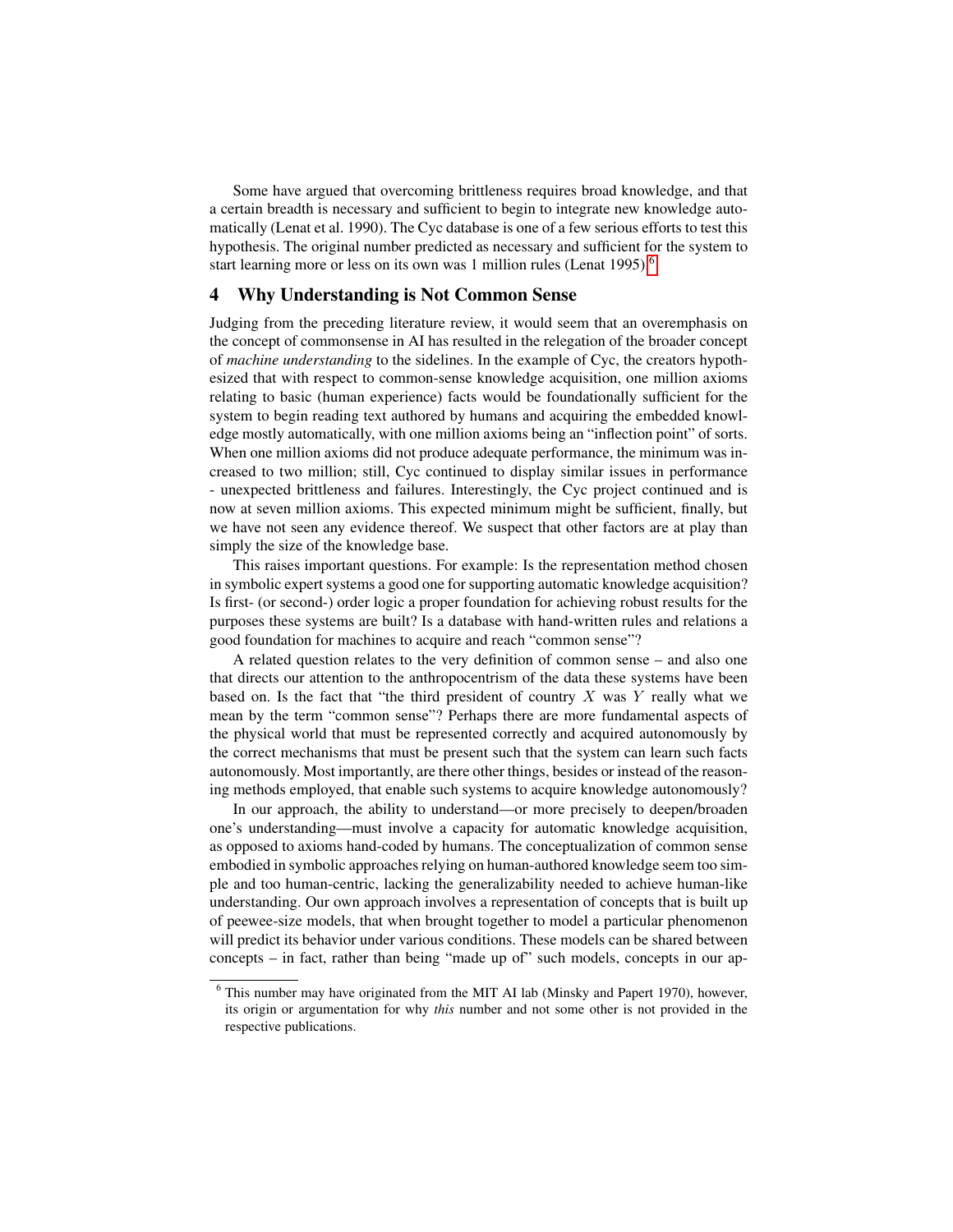Some have argued that overcoming brittleness requires broad knowledge, and that a certain breadth is necessary and sufficient to begin to integrate new knowledge automatically (Lenat et al. 1990). The Cyc database is one of a few serious efforts to test this hypothesis. The original number predicted as necessary and sufficient for the system to start learning more or less on its own was 1 million rules (Lenat 1995).[6]

## 4 Why Understanding is Not Common Sense

Judging from the preceding literature review, it would seem that an overemphasis on the concept of commonsense in AI has resulted in the relegation of the broader concept of *machine understanding* to the sidelines. In the example of Cyc, the creators hypothesized that with respect to common-sense knowledge acquisition, one million axioms relating to basic (human experience) facts would be foundationally sufficient for the system to begin reading text authored by humans and acquiring the embedded knowledge mostly automatically, with one million axioms being an "inflection point" of sorts. When one million axioms did not produce adequate performance, the minimum was increased to two million; still, Cyc continued to display similar issues in performance - unexpected brittleness and failures. Interestingly, the Cyc project continued and is now at seven million axioms. This expected minimum might be sufficient, finally, but we have not seen any evidence thereof. We suspect that other factors are at play than simply the size of the knowledge base.

This raises important questions. For example: Is the representation method chosen in symbolic expert systems a good one for supporting automatic knowledge acquisition? Is first- (or second-) order logic a proper foundation for achieving robust results for the purposes these systems are built? Is a database with hand-written rules and relations a good foundation for machines to acquire and reach "common sense"?

A related question relates to the very definition of common sense – and also one that directs our attention to the anthropocentrism of the data these systems have been based on. Is the fact that "the third president of country $X$ was $Y$ really what we mean by the term "common sense"? Perhaps there are more fundamental aspects of the physical world that must be represented correctly and acquired autonomously by the correct mechanisms that must be present such that the system can learn such facts autonomously. Most importantly, are there other things, besides or instead of the reasoning methods employed, that enable such systems to acquire knowledge autonomously?

In our approach, the ability to understand—or more precisely to deepen/broaden one's understanding—must involve a capacity for automatic knowledge acquisition, as opposed to axioms hand-coded by humans. The conceptualization of common sense embodied in symbolic approaches relying on human-authored knowledge seem too simple and too human-centric, lacking the generalizability needed to achieve human-like understanding. Our own approach involves a representation of concepts that is built up of peewee-size models, that when brought together to model a particular phenomenon will predict its behavior under various conditions. These models can be shared between concepts – in fact, rather than being "made up of" such models, concepts in our ap-

[6] This number may have originated from the MIT AI lab (Minsky and Papert 1970), however, its origin or argumentation for why *this* number and not some other is not provided in the respective publications.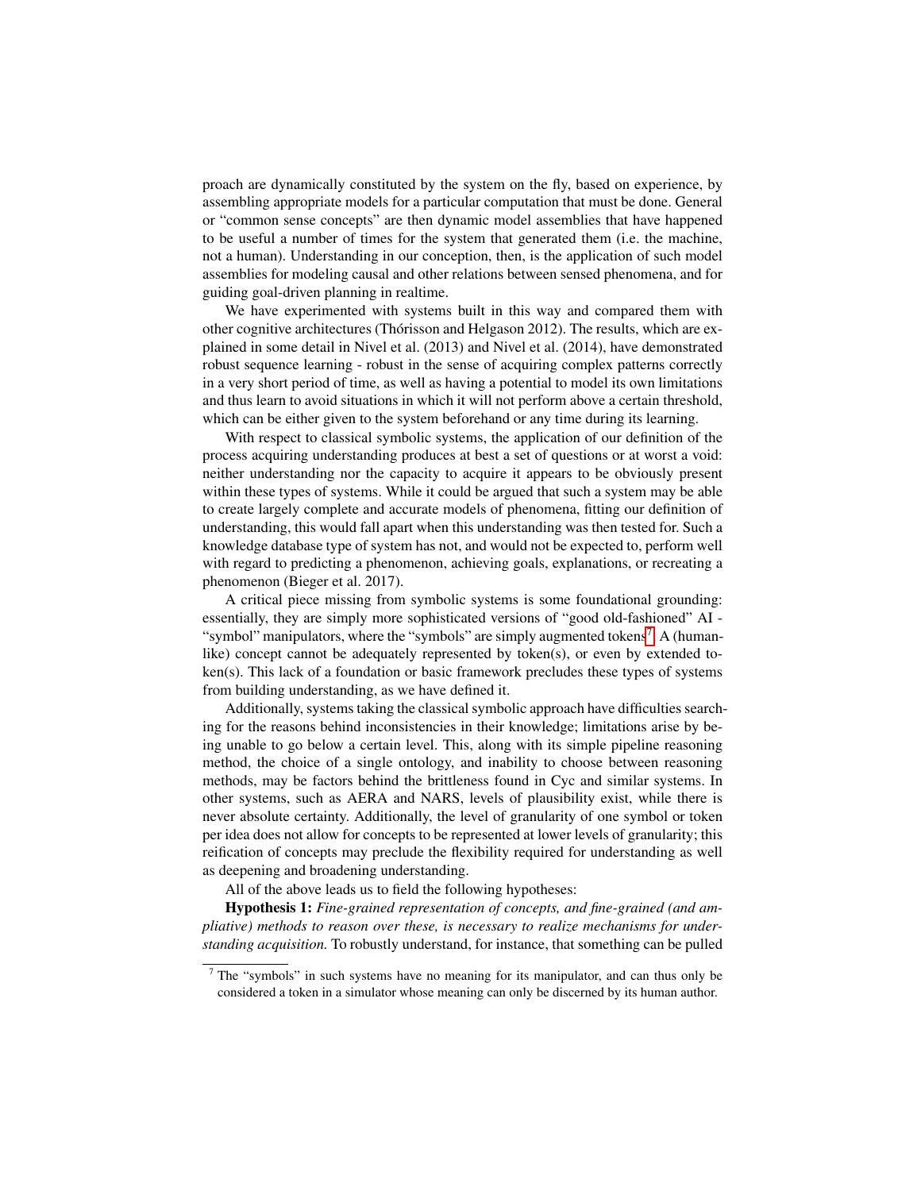proach are dynamically constituted by the system on the fly, based on experience, by assembling appropriate models for a particular computation that must be done. General or "common sense concepts" are then dynamic model assemblies that have happened to be useful a number of times for the system that generated them (i.e. the machine, not a human). Understanding in our conception, then, is the application of such model assemblies for modeling causal and other relations between sensed phenomena, and for guiding goal-driven planning in realtime.

We have experimented with systems built in this way and compared them with other cognitive architectures (Thórisson and Helgason 2012). The results, which are explained in some detail in Nivel et al. (2013) and Nivel et al. (2014), have demonstrated robust sequence learning - robust in the sense of acquiring complex patterns correctly in a very short period of time, as well as having a potential to model its own limitations and thus learn to avoid situations in which it will not perform above a certain threshold, which can be either given to the system beforehand or any time during its learning.

With respect to classical symbolic systems, the application of our definition of the process acquiring understanding produces at best a set of questions or at worst a void: neither understanding nor the capacity to acquire it appears to be obviously present within these types of systems. While it could be argued that such a system may be able to create largely complete and accurate models of phenomena, fitting our definition of understanding, this would fall apart when this understanding was then tested for. Such a knowledge database type of system has not, and would not be expected to, perform well with regard to predicting a phenomenon, achieving goals, explanations, or recreating a phenomenon (Bieger et al. 2017).

A critical piece missing from symbolic systems is some foundational grounding: essentially, they are simply more sophisticated versions of "good old-fashioned" AI - "symbol" manipulators, where the "symbols" are simply augmented tokens[7]. A (human-like) concept cannot be adequately represented by token(s), or even by extended token(s). This lack of a foundation or basic framework precludes these types of systems from building understanding, as we have defined it.

Additionally, systems taking the classical symbolic approach have difficulties searching for the reasons behind inconsistencies in their knowledge; limitations arise by being unable to go below a certain level. This, along with its simple pipeline reasoning method, the choice of a single ontology, and inability to choose between reasoning methods, may be factors behind the brittleness found in Cyc and similar systems. In other systems, such as AERA and NARS, levels of plausibility exist, while there is never absolute certainty. Additionally, the level of granularity of one symbol or token per idea does not allow for concepts to be represented at lower levels of granularity; this reification of concepts may preclude the flexibility required for understanding as well as deepening and broadening understanding.

All of the above leads us to field the following hypotheses:

**Hypothesis 1:** *Fine-grained representation of concepts, and fine-grained (and ampliative) methods to reason over these, is necessary to realize mechanisms for understanding acquisition.* To robustly understand, for instance, that something can be pulled

[7] The "symbols" in such systems have no meaning for its manipulator, and can thus only be considered a token in a simulator whose meaning can only be discerned by its human author.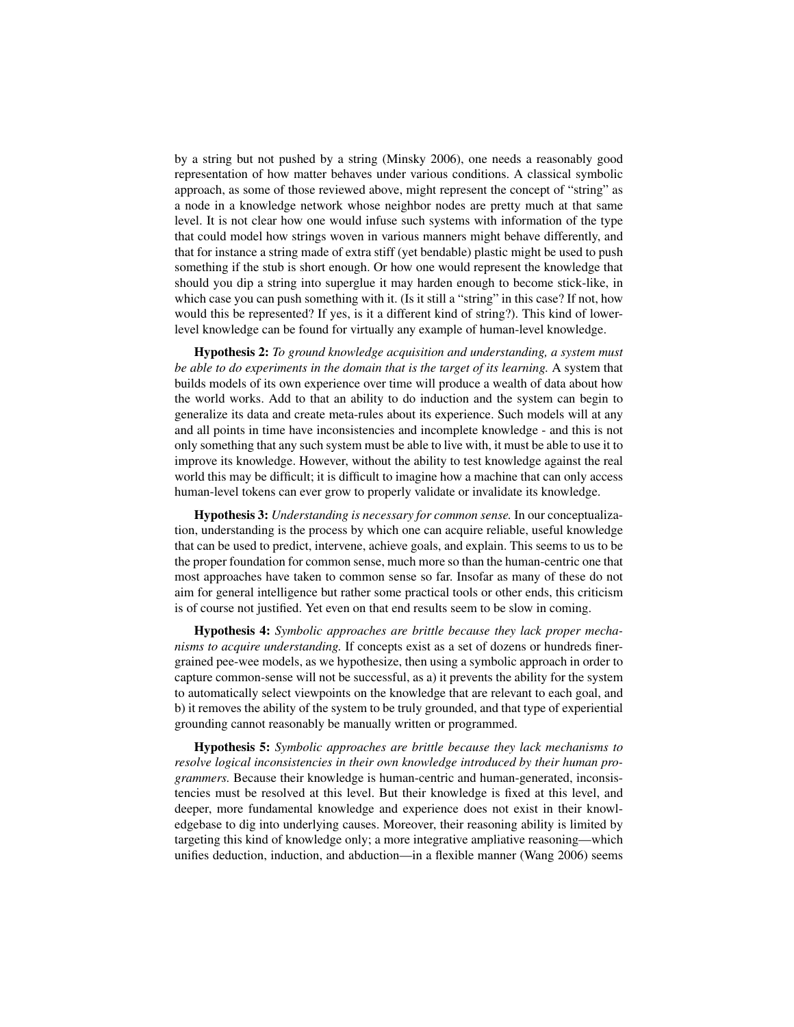by a string but not pushed by a string (Minsky 2006), one needs a reasonably good representation of how matter behaves under various conditions. A classical symbolic approach, as some of those reviewed above, might represent the concept of "string" as a node in a knowledge network whose neighbor nodes are pretty much at that same level. It is not clear how one would infuse such systems with information of the type that could model how strings woven in various manners might behave differently, and that for instance a string made of extra stiff (yet bendable) plastic might be used to push something if the stub is short enough. Or how one would represent the knowledge that should you dip a string into superglue it may harden enough to become stick-like, in which case you can push something with it. (Is it still a "string" in this case? If not, how would this be represented? If yes, is it a different kind of string?). This kind of lower-level knowledge can be found for virtually any example of human-level knowledge.

**Hypothesis 2:** *To ground knowledge acquisition and understanding, a system must be able to do experiments in the domain that is the target of its learning.* A system that builds models of its own experience over time will produce a wealth of data about how the world works. Add to that an ability to do induction and the system can begin to generalize its data and create meta-rules about its experience. Such models will at any and all points in time have inconsistencies and incomplete knowledge - and this is not only something that any such system must be able to live with, it must be able to use it to improve its knowledge. However, without the ability to test knowledge against the real world this may be difficult; it is difficult to imagine how a machine that can only access human-level tokens can ever grow to properly validate or invalidate its knowledge.

**Hypothesis 3:** *Understanding is necessary for common sense.* In our conceptualization, understanding is the process by which one can acquire reliable, useful knowledge that can be used to predict, intervene, achieve goals, and explain. This seems to us to be the proper foundation for common sense, much more so than the human-centric one that most approaches have taken to common sense so far. Insofar as many of these do not aim for general intelligence but rather some practical tools or other ends, this criticism is of course not justified. Yet even on that end results seem to be slow in coming.

**Hypothesis 4:** *Symbolic approaches are brittle because they lack proper mechanisms to acquire understanding.* If concepts exist as a set of dozens or hundreds finer-grained pee-wee models, as we hypothesize, then using a symbolic approach in order to capture common-sense will not be successful, as a) it prevents the ability for the system to automatically select viewpoints on the knowledge that are relevant to each goal, and b) it removes the ability of the system to be truly grounded, and that type of experiential grounding cannot reasonably be manually written or programmed.

**Hypothesis 5:** *Symbolic approaches are brittle because they lack mechanisms to resolve logical inconsistencies in their own knowledge introduced by their human programmers.* Because their knowledge is human-centric and human-generated, inconsistencies must be resolved at this level. But their knowledge is fixed at this level, and deeper, more fundamental knowledge and experience does not exist in their knowledgebase to dig into underlying causes. Moreover, their reasoning ability is limited by targeting this kind of knowledge only; a more integrative ampliative reasoning—which unifies deduction, induction, and abduction—in a flexible manner (Wang 2006) seems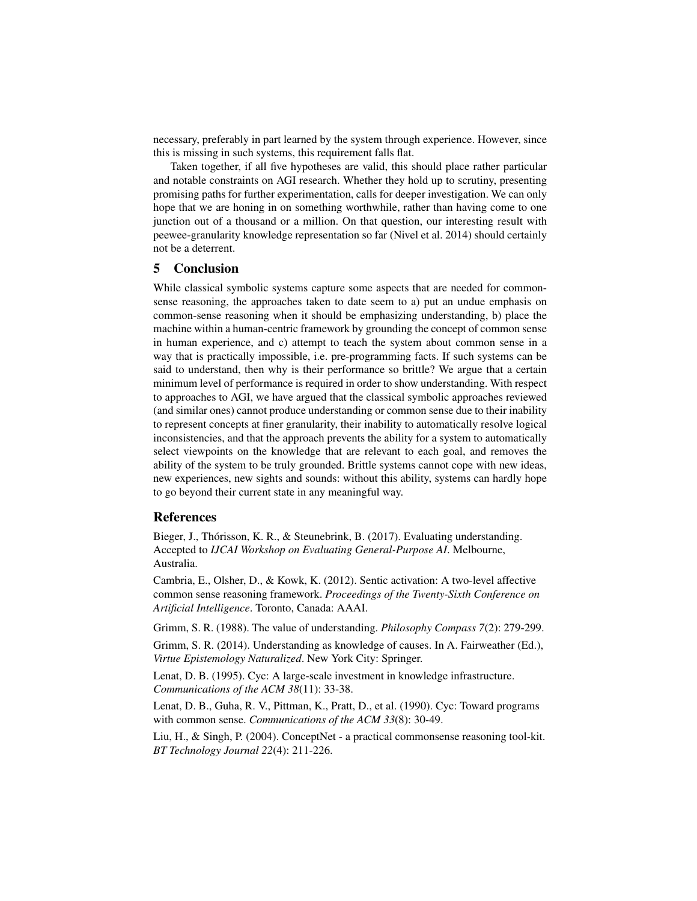necessary, preferably in part learned by the system through experience. However, since this is missing in such systems, this requirement falls flat.

Taken together, if all five hypotheses are valid, this should place rather particular and notable constraints on AGI research. Whether they hold up to scrutiny, presenting promising paths for further experimentation, calls for deeper investigation. We can only hope that we are honing in on something worthwhile, rather than having come to one junction out of a thousand or a million. On that question, our interesting result with peewee-granularity knowledge representation so far (Nivel et al. 2014) should certainly not be a deterrent.

## 5 Conclusion

While classical symbolic systems capture some aspects that are needed for common-sense reasoning, the approaches taken to date seem to a) put an undue emphasis on common-sense reasoning when it should be emphasizing understanding, b) place the machine within a human-centric framework by grounding the concept of common sense in human experience, and c) attempt to teach the system about common sense in a way that is practically impossible, i.e. pre-programming facts. If such systems can be said to understand, then why is their performance so brittle? We argue that a certain minimum level of performance is required in order to show understanding. With respect to approaches to AGI, we have argued that the classical symbolic approaches reviewed (and similar ones) cannot produce understanding or common sense due to their inability to represent concepts at finer granularity, their inability to automatically resolve logical inconsistencies, and that the approach prevents the ability for a system to automatically select viewpoints on the knowledge that are relevant to each goal, and removes the ability of the system to be truly grounded. Brittle systems cannot cope with new ideas, new experiences, new sights and sounds: without this ability, systems can hardly hope to go beyond their current state in any meaningful way.

## References

Bieger, J., Thórisson, K. R., & Steunebrink, B. (2017). Evaluating understanding. Accepted to *IJCAI Workshop on Evaluating General-Purpose AI*. Melbourne, Australia.

Cambria, E., Olsher, D., & Kowk, K. (2012). Sentic activation: A two-level affective common sense reasoning framework. *Proceedings of the Twenty-Sixth Conference on Artificial Intelligence*. Toronto, Canada: AAAI.

Grimm, S. R. (1988). The value of understanding. *Philosophy Compass 7*(2): 279-299.

Grimm, S. R. (2014). Understanding as knowledge of causes. In A. Fairweather (Ed.), *Virtue Epistemology Naturalized*. New York City: Springer.

Lenat, D. B. (1995). Cyc: A large-scale investment in knowledge infrastructure. *Communications of the ACM 38*(11): 33-38.

Lenat, D. B., Guha, R. V., Pittman, K., Pratt, D., et al. (1990). Cyc: Toward programs with common sense. *Communications of the ACM 33*(8): 30-49.

Liu, H., & Singh, P. (2004). ConceptNet - a practical commonsense reasoning tool-kit. *BT Technology Journal 22*(4): 211-226.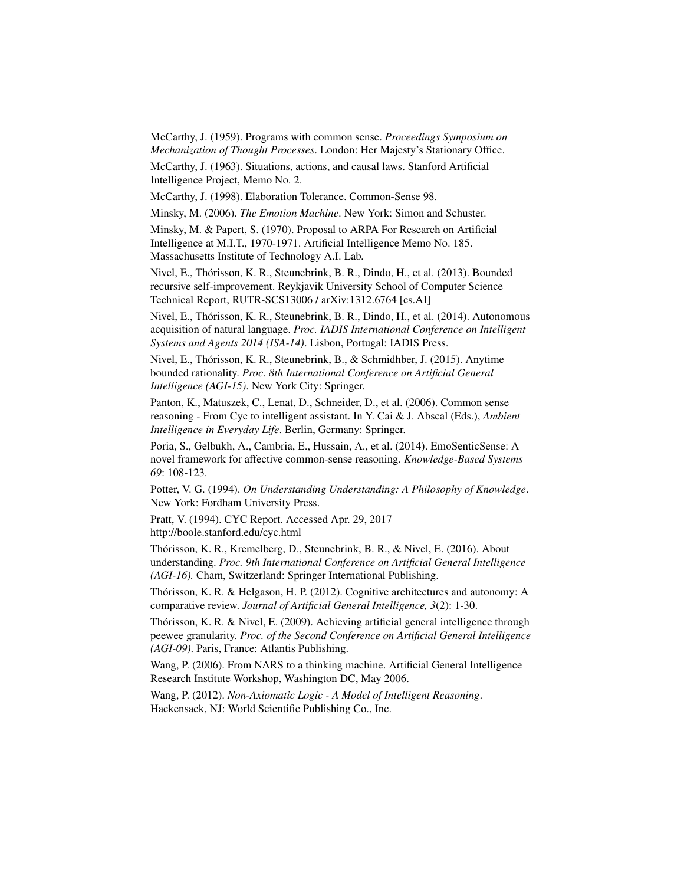McCarthy, J. (1959). Programs with common sense. *Proceedings Symposium on Mechanization of Thought Processes*. London: Her Majesty's Stationary Office.

McCarthy, J. (1963). Situations, actions, and causal laws. Stanford Artificial Intelligence Project, Memo No. 2.

McCarthy, J. (1998). Elaboration Tolerance. Common-Sense 98.

Minsky, M. (2006). *The Emotion Machine*. New York: Simon and Schuster.

Minsky, M. & Papert, S. (1970). Proposal to ARPA For Research on Artificial Intelligence at M.I.T., 1970-1971. Artificial Intelligence Memo No. 185. Massachusetts Institute of Technology A.I. Lab.

Nivel, E., Thórisson, K. R., Steunebrink, B. R., Dindo, H., et al. (2013). Bounded recursive self-improvement. Reykjavik University School of Computer Science Technical Report, RUTR-SCS13006 / arXiv:1312.6764 [cs.AI]

Nivel, E., Thórisson, K. R., Steunebrink, B. R., Dindo, H., et al. (2014). Autonomous acquisition of natural language. *Proc. IADIS International Conference on Intelligent Systems and Agents 2014 (ISA-14)*. Lisbon, Portugal: IADIS Press.

Nivel, E., Thórisson, K. R., Steunebrink, B., & Schmidhber, J. (2015). Anytime bounded rationality. *Proc. 8th International Conference on Artificial General Intelligence (AGI-15)*. New York City: Springer.

Panton, K., Matuszek, C., Lenat, D., Schneider, D., et al. (2006). Common sense reasoning - From Cyc to intelligent assistant. In Y. Cai & J. Abscal (Eds.), *Ambient Intelligence in Everyday Life*. Berlin, Germany: Springer.

Poria, S., Gelbukh, A., Cambria, E., Hussain, A., et al. (2014). EmoSenticSense: A novel framework for affective common-sense reasoning. *Knowledge-Based Systems 69*: 108-123.

Potter, V. G. (1994). *On Understanding Understanding: A Philosophy of Knowledge*. New York: Fordham University Press.

Pratt, V. (1994). CYC Report. Accessed Apr. 29, 2017 http://boole.stanford.edu/cyc.html

Thórisson, K. R., Kremelberg, D., Steunebrink, B. R., & Nivel, E. (2016). About understanding. *Proc. 9th International Conference on Artificial General Intelligence (AGI-16).* Cham, Switzerland: Springer International Publishing.

Thórisson, K. R. & Helgason, H. P. (2012). Cognitive architectures and autonomy: A comparative review. *Journal of Artificial General Intelligence, 3*(2): 1-30.

Thórisson, K. R. & Nivel, E. (2009). Achieving artificial general intelligence through peewee granularity. *Proc. of the Second Conference on Artificial General Intelligence (AGI-09)*. Paris, France: Atlantis Publishing.

Wang, P. (2006). From NARS to a thinking machine. Artificial General Intelligence Research Institute Workshop, Washington DC, May 2006.

Wang, P. (2012). *Non-Axiomatic Logic - A Model of Intelligent Reasoning*. Hackensack, NJ: World Scientific Publishing Co., Inc.